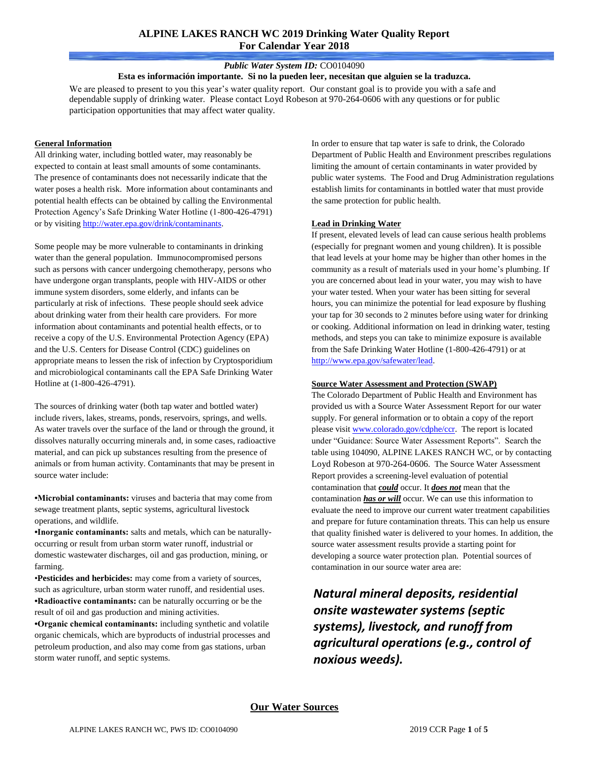# ALPINE LAKES RANCH WC 2019 Drinking Water Quality Report
## For Calendar Year 2018

***Public Water System ID:*** CO0104090

**Esta es información importante. Si no la pueden leer, necesitan que alguien se la traduzca.**

We are pleased to present to you this year's water quality report. Our constant goal is to provide you with a safe and dependable supply of drinking water. Please contact Loyd Robeson at 970-264-0606 with any questions or for public participation opportunities that may affect water quality.

### General Information

All drinking water, including bottled water, may reasonably be expected to contain at least small amounts of some contaminants. The presence of contaminants does not necessarily indicate that the water poses a health risk. More information about contaminants and potential health effects can be obtained by calling the Environmental Protection Agency's Safe Drinking Water Hotline (1-800-426-4791) or by visiting http://water.epa.gov/drink/contaminants.

Some people may be more vulnerable to contaminants in drinking water than the general population. Immunocompromised persons such as persons with cancer undergoing chemotherapy, persons who have undergone organ transplants, people with HIV-AIDS or other immune system disorders, some elderly, and infants can be particularly at risk of infections. These people should seek advice about drinking water from their health care providers. For more information about contaminants and potential health effects, or to receive a copy of the U.S. Environmental Protection Agency (EPA) and the U.S. Centers for Disease Control (CDC) guidelines on appropriate means to lessen the risk of infection by Cryptosporidium and microbiological contaminants call the EPA Safe Drinking Water Hotline at (1-800-426-4791).

The sources of drinking water (both tap water and bottled water) include rivers, lakes, streams, ponds, reservoirs, springs, and wells. As water travels over the surface of the land or through the ground, it dissolves naturally occurring minerals and, in some cases, radioactive material, and can pick up substances resulting from the presence of animals or from human activity. Contaminants that may be present in source water include:

- **Microbial contaminants:** viruses and bacteria that may come from sewage treatment plants, septic systems, agricultural livestock operations, and wildlife.
- **Inorganic contaminants:** salts and metals, which can be naturally-occurring or result from urban storm water runoff, industrial or domestic wastewater discharges, oil and gas production, mining, or farming.
- **Pesticides and herbicides:** may come from a variety of sources, such as agriculture, urban storm water runoff, and residential uses.
- **Radioactive contaminants:** can be naturally occurring or be the result of oil and gas production and mining activities.
- **Organic chemical contaminants:** including synthetic and volatile organic chemicals, which are byproducts of industrial processes and petroleum production, and also may come from gas stations, urban storm water runoff, and septic systems.

In order to ensure that tap water is safe to drink, the Colorado Department of Public Health and Environment prescribes regulations limiting the amount of certain contaminants in water provided by public water systems. The Food and Drug Administration regulations establish limits for contaminants in bottled water that must provide the same protection for public health.

### Lead in Drinking Water

If present, elevated levels of lead can cause serious health problems (especially for pregnant women and young children). It is possible that lead levels at your home may be higher than other homes in the community as a result of materials used in your home's plumbing. If you are concerned about lead in your water, you may wish to have your water tested. When your water has been sitting for several hours, you can minimize the potential for lead exposure by flushing your tap for 30 seconds to 2 minutes before using water for drinking or cooking. Additional information on lead in drinking water, testing methods, and steps you can take to minimize exposure is available from the Safe Drinking Water Hotline (1-800-426-4791) or at http://www.epa.gov/safewater/lead.

### Source Water Assessment and Protection (SWAP)

The Colorado Department of Public Health and Environment has provided us with a Source Water Assessment Report for our water supply. For general information or to obtain a copy of the report please visit www.colorado.gov/cdphe/ccr. The report is located under "Guidance: Source Water Assessment Reports". Search the table using 104090, ALPINE LAKES RANCH WC, or by contacting Loyd Robeson at 970-264-0606. The Source Water Assessment Report provides a screening-level evaluation of potential contamination that ***could*** occur. It ***does not*** mean that the contamination ***has or will*** occur. We can use this information to evaluate the need to improve our current water treatment capabilities and prepare for future contamination threats. This can help us ensure that quality finished water is delivered to your homes. In addition, the source water assessment results provide a starting point for developing a source water protection plan. Potential sources of contamination in our source water area are:

***Natural mineral deposits, residential onsite wastewater systems (septic systems), livestock, and runoff from agricultural operations (e.g., control of noxious weeds).***

### Our Water Sources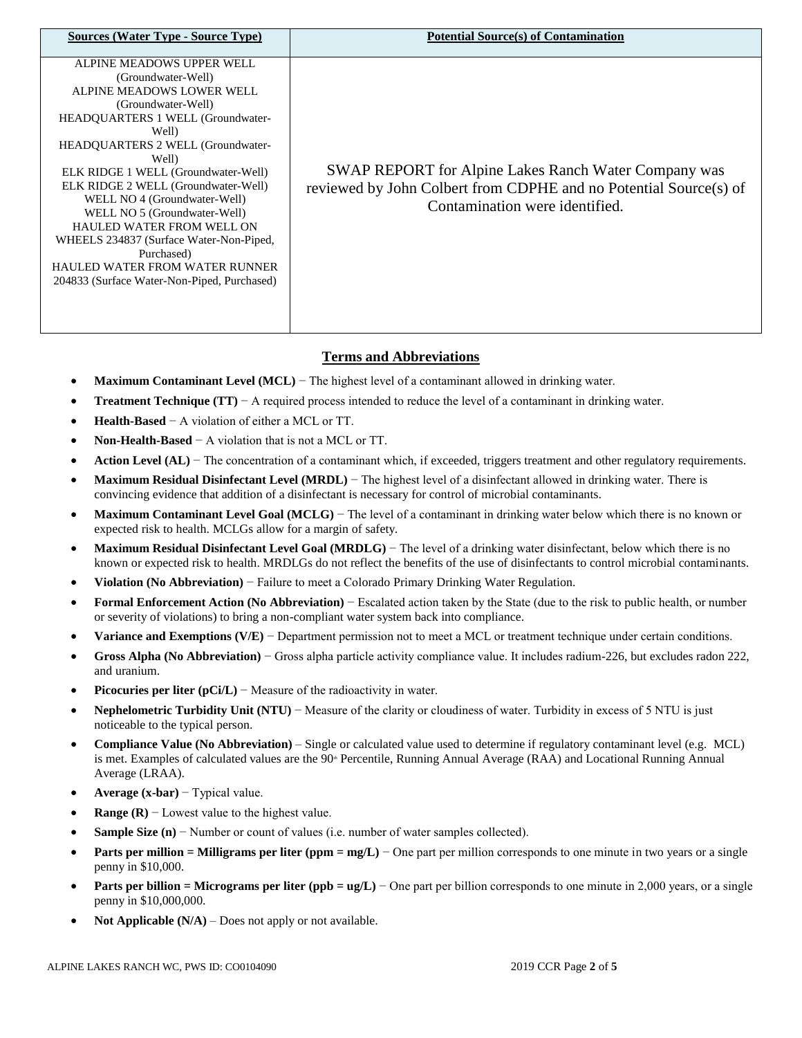| Sources (Water Type - Source Type) | Potential Source(s) of Contamination |
| --- | --- |
| ALPINE MEADOWS UPPER WELL (Groundwater-Well)<br>ALPINE MEADOWS LOWER WELL (Groundwater-Well)<br>HEADQUARTERS 1 WELL (Groundwater-Well)<br>HEADQUARTERS 2 WELL (Groundwater-Well)<br>ELK RIDGE 1 WELL (Groundwater-Well)<br>ELK RIDGE 2 WELL (Groundwater-Well)<br>WELL NO 4 (Groundwater-Well)<br>WELL NO 5 (Groundwater-Well)<br>HAULED WATER FROM WELL ON WHEELS 234837 (Surface Water-Non-Piped, Purchased)<br>HAULED WATER FROM WATER RUNNER 204833 (Surface Water-Non-Piped, Purchased) | SWAP REPORT for Alpine Lakes Ranch Water Company was reviewed by John Colbert from CDPHE and no Potential Source(s) of Contamination were identified. |

## Terms and Abbreviations

- **Maximum Contaminant Level (MCL)** − The highest level of a contaminant allowed in drinking water.
- **Treatment Technique (TT)** − A required process intended to reduce the level of a contaminant in drinking water.
- **Health-Based** − A violation of either a MCL or TT.
- **Non-Health-Based** − A violation that is not a MCL or TT.
- **Action Level (AL)** − The concentration of a contaminant which, if exceeded, triggers treatment and other regulatory requirements.
- **Maximum Residual Disinfectant Level (MRDL)** − The highest level of a disinfectant allowed in drinking water. There is convincing evidence that addition of a disinfectant is necessary for control of microbial contaminants.
- **Maximum Contaminant Level Goal (MCLG)** − The level of a contaminant in drinking water below which there is no known or expected risk to health. MCLGs allow for a margin of safety.
- **Maximum Residual Disinfectant Level Goal (MRDLG)** − The level of a drinking water disinfectant, below which there is no known or expected risk to health. MRDLGs do not reflect the benefits of the use of disinfectants to control microbial contaminants.
- **Violation (No Abbreviation)** − Failure to meet a Colorado Primary Drinking Water Regulation.
- **Formal Enforcement Action (No Abbreviation)** − Escalated action taken by the State (due to the risk to public health, or number or severity of violations) to bring a non-compliant water system back into compliance.
- **Variance and Exemptions (V/E)** − Department permission not to meet a MCL or treatment technique under certain conditions.
- **Gross Alpha (No Abbreviation)** − Gross alpha particle activity compliance value. It includes radium-226, but excludes radon 222, and uranium.
- **Picocuries per liter (pCi/L)** − Measure of the radioactivity in water.
- **Nephelometric Turbidity Unit (NTU)** − Measure of the clarity or cloudiness of water. Turbidity in excess of 5 NTU is just noticeable to the typical person.
- **Compliance Value (No Abbreviation)** – Single or calculated value used to determine if regulatory contaminant level (e.g. MCL) is met. Examples of calculated values are the 90th Percentile, Running Annual Average (RAA) and Locational Running Annual Average (LRAA).
- **Average (x-bar)** − Typical value.
- **Range (R)** − Lowest value to the highest value.
- **Sample Size (n)** − Number or count of values (i.e. number of water samples collected).
- **Parts per million = Milligrams per liter (ppm = mg/L)** − One part per million corresponds to one minute in two years or a single penny in $10,000.
- **Parts per billion = Micrograms per liter (ppb = ug/L)** − One part per billion corresponds to one minute in 2,000 years, or a single penny in $10,000,000.
- **Not Applicable (N/A)** – Does not apply or not available.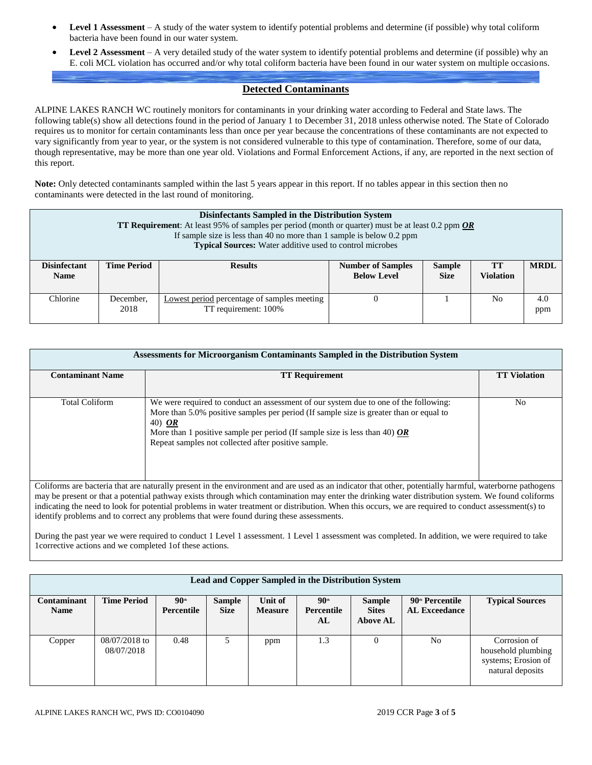- **Level 1 Assessment** – A study of the water system to identify potential problems and determine (if possible) why total coliform bacteria have been found in our water system.
- **Level 2 Assessment** – A very detailed study of the water system to identify potential problems and determine (if possible) why an E. coli MCL violation has occurred and/or why total coliform bacteria have been found in our water system on multiple occasions.

## Detected Contaminants

ALPINE LAKES RANCH WC routinely monitors for contaminants in your drinking water according to Federal and State laws. The following table(s) show all detections found in the period of January 1 to December 31, 2018 unless otherwise noted. The State of Colorado requires us to monitor for certain contaminants less than once per year because the concentrations of these contaminants are not expected to vary significantly from year to year, or the system is not considered vulnerable to this type of contamination. Therefore, some of our data, though representative, may be more than one year old. Violations and Formal Enforcement Actions, if any, are reported in the next section of this report.

**Note:** Only detected contaminants sampled within the last 5 years appear in this report. If no tables appear in this section then no contaminants were detected in the last round of monitoring.

**Disinfectants Sampled in the Distribution System**
**TT Requirement**: At least 95% of samples per period (month or quarter) must be at least 0.2 ppm ***OR*** If sample size is less than 40 no more than 1 sample is below 0.2 ppm
**Typical Sources:** Water additive used to control microbes

| Disinfectant Name | Time Period | Results | Number of Samples Below Level | Sample Size | TT Violation | MRDL |
|---|---|---|---|---|---|---|
| Chlorine | December, 2018 | Lowest period percentage of samples meeting TT requirement: 100% | 0 | 1 | No | 4.0 ppm |

**Assessments for Microorganism Contaminants Sampled in the Distribution System**

| Contaminant Name | TT Requirement | TT Violation |
|---|---|---|
| Total Coliform | We were required to conduct an assessment of our system due to one of the following: More than 5.0% positive samples per period (If sample size is greater than or equal to 40) ***OR*** More than 1 positive sample per period (If sample size is less than 40) ***OR*** Repeat samples not collected after positive sample. | No |

Coliforms are bacteria that are naturally present in the environment and are used as an indicator that other, potentially harmful, waterborne pathogens may be present or that a potential pathway exists through which contamination may enter the drinking water distribution system. We found coliforms indicating the need to look for potential problems in water treatment or distribution. When this occurs, we are required to conduct assessment(s) to identify problems and to correct any problems that were found during these assessments.

During the past year we were required to conduct 1 Level 1 assessment. 1 Level 1 assessment was completed. In addition, we were required to take 1corrective actions and we completed 1of these actions.

**Lead and Copper Sampled in the Distribution System**

| Contaminant Name | Time Period | 90th Percentile | Sample Size | Unit of Measure | 90th Percentile AL | Sample Sites Above AL | 90th Percentile AL Exceedance | Typical Sources |
|---|---|---|---|---|---|---|---|---|
| Copper | 08/07/2018 to 08/07/2018 | 0.48 | 5 | ppm | 1.3 | 0 | No | Corrosion of household plumbing systems; Erosion of natural deposits |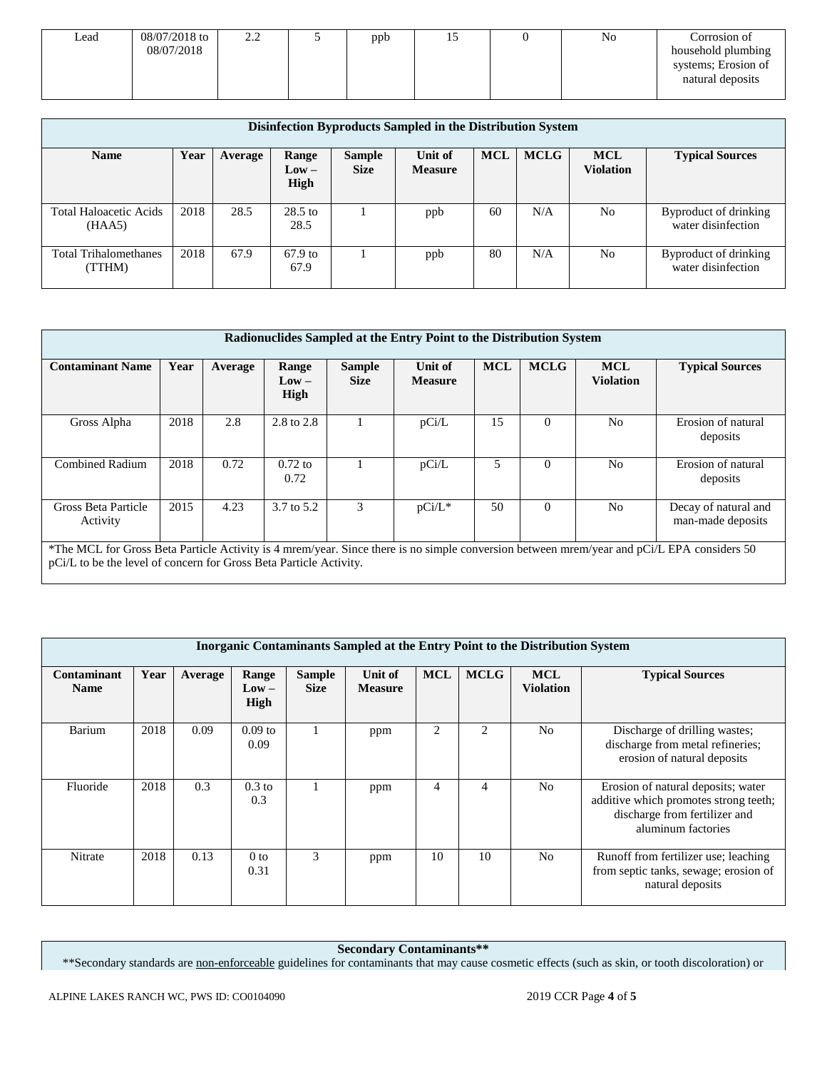| Lead | 08/07/2018 to 08/07/2018 | 2.2 | 5 | ppb | 15 | 0 | No | Corrosion of household plumbing systems; Erosion of natural deposits |
|---|---|---|---|---|---|---|---|---|

**Disinfection Byproducts Sampled in the Distribution System**

| Name | Year | Average | Range Low – High | Sample Size | Unit of Measure | MCL | MCLG | MCL Violation | Typical Sources |
|---|---|---|---|---|---|---|---|---|---|
| Total Haloacetic Acids (HAA5) | 2018 | 28.5 | 28.5 to 28.5 | 1 | ppb | 60 | N/A | No | Byproduct of drinking water disinfection |
| Total Trihalomethanes (TTHM) | 2018 | 67.9 | 67.9 to 67.9 | 1 | ppb | 80 | N/A | No | Byproduct of drinking water disinfection |

**Radionuclides Sampled at the Entry Point to the Distribution System**

| Contaminant Name | Year | Average | Range Low – High | Sample Size | Unit of Measure | MCL | MCLG | MCL Violation | Typical Sources |
|---|---|---|---|---|---|---|---|---|---|
| Gross Alpha | 2018 | 2.8 | 2.8 to 2.8 | 1 | pCi/L | 15 | 0 | No | Erosion of natural deposits |
| Combined Radium | 2018 | 0.72 | 0.72 to 0.72 | 1 | pCi/L | 5 | 0 | No | Erosion of natural deposits |
| Gross Beta Particle Activity | 2015 | 4.23 | 3.7 to 5.2 | 3 | pCi/L* | 50 | 0 | No | Decay of natural and man-made deposits |

*The MCL for Gross Beta Particle Activity is 4 mrem/year. Since there is no simple conversion between mrem/year and pCi/L EPA considers 50 pCi/L to be the level of concern for Gross Beta Particle Activity.

**Inorganic Contaminants Sampled at the Entry Point to the Distribution System**

| Contaminant Name | Year | Average | Range Low – High | Sample Size | Unit of Measure | MCL | MCLG | MCL Violation | Typical Sources |
|---|---|---|---|---|---|---|---|---|---|
| Barium | 2018 | 0.09 | 0.09 to 0.09 | 1 | ppm | 2 | 2 | No | Discharge of drilling wastes; discharge from metal refineries; erosion of natural deposits |
| Fluoride | 2018 | 0.3 | 0.3 to 0.3 | 1 | ppm | 4 | 4 | No | Erosion of natural deposits; water additive which promotes strong teeth; discharge from fertilizer and aluminum factories |
| Nitrate | 2018 | 0.13 | 0 to 0.31 | 3 | ppm | 10 | 10 | No | Runoff from fertilizer use; leaching from septic tanks, sewage; erosion of natural deposits |

**Secondary Contaminants****

**Secondary standards are non-enforceable guidelines for contaminants that may cause cosmetic effects (such as skin, or tooth discoloration) or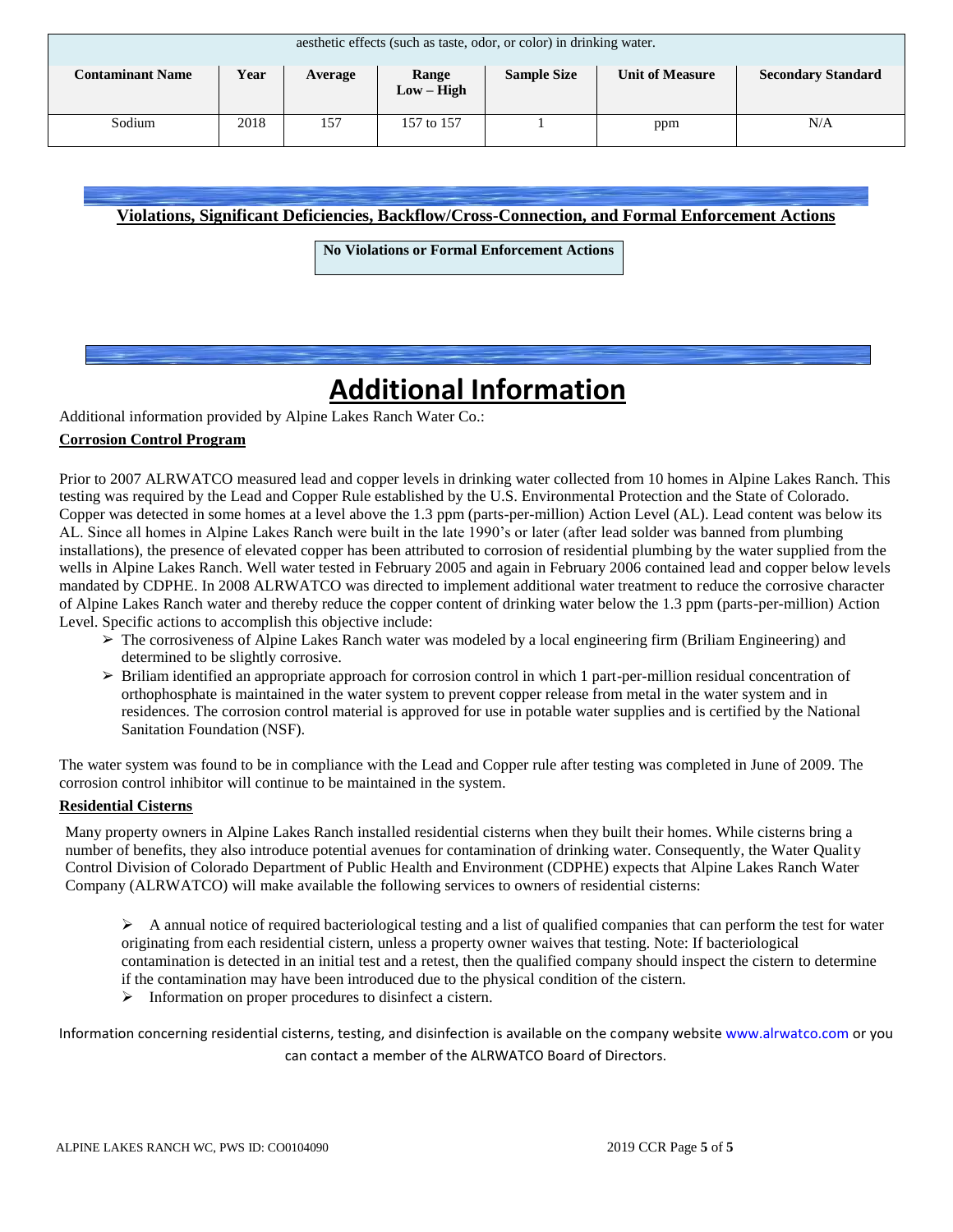| aesthetic effects (such as taste, odor, or color) in drinking water. | | | | | | |
|---|---|---|---|---|---|---|
| **Contaminant Name** | **Year** | **Average** | **Range Low – High** | **Sample Size** | **Unit of Measure** | **Secondary Standard** |
| Sodium | 2018 | 157 | 157 to 157 | 1 | ppm | N/A |

## Violations, Significant Deficiencies, Backflow/Cross-Connection, and Formal Enforcement Actions

**No Violations or Formal Enforcement Actions**

# Additional Information

Additional information provided by Alpine Lakes Ranch Water Co.:

**Corrosion Control Program**

Prior to 2007 ALRWATCO measured lead and copper levels in drinking water collected from 10 homes in Alpine Lakes Ranch. This testing was required by the Lead and Copper Rule established by the U.S. Environmental Protection and the State of Colorado. Copper was detected in some homes at a level above the 1.3 ppm (parts-per-million) Action Level (AL). Lead content was below its AL. Since all homes in Alpine Lakes Ranch were built in the late 1990's or later (after lead solder was banned from plumbing installations), the presence of elevated copper has been attributed to corrosion of residential plumbing by the water supplied from the wells in Alpine Lakes Ranch. Well water tested in February 2005 and again in February 2006 contained lead and copper below levels mandated by CDPHE. In 2008 ALRWATCO was directed to implement additional water treatment to reduce the corrosive character of Alpine Lakes Ranch water and thereby reduce the copper content of drinking water below the 1.3 ppm (parts-per-million) Action Level. Specific actions to accomplish this objective include:

- The corrosiveness of Alpine Lakes Ranch water was modeled by a local engineering firm (Briliam Engineering) and determined to be slightly corrosive.
- Briliam identified an appropriate approach for corrosion control in which 1 part-per-million residual concentration of orthophosphate is maintained in the water system to prevent copper release from metal in the water system and in residences. The corrosion control material is approved for use in potable water supplies and is certified by the National Sanitation Foundation (NSF).

The water system was found to be in compliance with the Lead and Copper rule after testing was completed in June of 2009. The corrosion control inhibitor will continue to be maintained in the system.

**Residential Cisterns**

Many property owners in Alpine Lakes Ranch installed residential cisterns when they built their homes. While cisterns bring a number of benefits, they also introduce potential avenues for contamination of drinking water. Consequently, the Water Quality Control Division of Colorado Department of Public Health and Environment (CDPHE) expects that Alpine Lakes Ranch Water Company (ALRWATCO) will make available the following services to owners of residential cisterns:

- A annual notice of required bacteriological testing and a list of qualified companies that can perform the test for water originating from each residential cistern, unless a property owner waives that testing. Note: If bacteriological contamination is detected in an initial test and a retest, then the qualified company should inspect the cistern to determine if the contamination may have been introduced due to the physical condition of the cistern.
- Information on proper procedures to disinfect a cistern.

Information concerning residential cisterns, testing, and disinfection is available on the company website www.alrwatco.com or you can contact a member of the ALRWATCO Board of Directors.